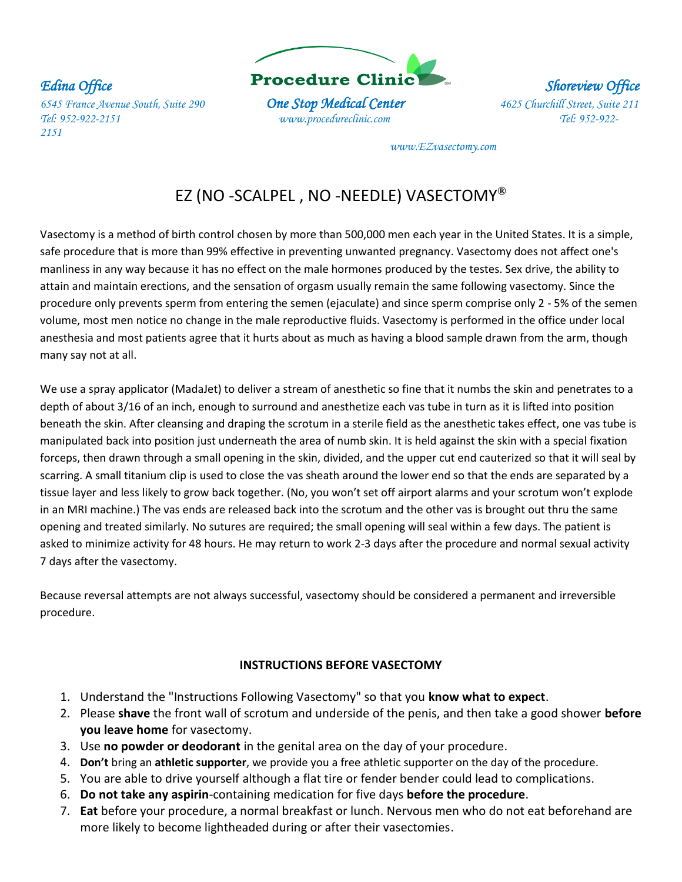*Edina Office*
*6545 France Avenue South, Suite 290*
*Tel: 952-922-2151*

**Procedure Clinic**[SM]
***One Stop Medical Center***
*www.procedureclinic.com*

*Shoreview Office*
*4625 Churchill Street, Suite 211*
*Tel: 952-922-2151*

*www.EZvasectomy.com*

# EZ (NO -SCALPEL , NO -NEEDLE) VASECTOMY®

Vasectomy is a method of birth control chosen by more than 500,000 men each year in the United States. It is a simple, safe procedure that is more than 99% effective in preventing unwanted pregnancy. Vasectomy does not affect one's manliness in any way because it has no effect on the male hormones produced by the testes. Sex drive, the ability to attain and maintain erections, and the sensation of orgasm usually remain the same following vasectomy. Since the procedure only prevents sperm from entering the semen (ejaculate) and since sperm comprise only 2 - 5% of the semen volume, most men notice no change in the male reproductive fluids. Vasectomy is performed in the office under local anesthesia and most patients agree that it hurts about as much as having a blood sample drawn from the arm, though many say not at all.

We use a spray applicator (MadaJet) to deliver a stream of anesthetic so fine that it numbs the skin and penetrates to a depth of about 3/16 of an inch, enough to surround and anesthetize each vas tube in turn as it is lifted into position beneath the skin. After cleansing and draping the scrotum in a sterile field as the anesthetic takes effect, one vas tube is manipulated back into position just underneath the area of numb skin. It is held against the skin with a special fixation forceps, then drawn through a small opening in the skin, divided, and the upper cut end cauterized so that it will seal by scarring. A small titanium clip is used to close the vas sheath around the lower end so that the ends are separated by a tissue layer and less likely to grow back together. (No, you won't set off airport alarms and your scrotum won't explode in an MRI machine.) The vas ends are released back into the scrotum and the other vas is brought out thru the same opening and treated similarly. No sutures are required; the small opening will seal within a few days. The patient is asked to minimize activity for 48 hours. He may return to work 2-3 days after the procedure and normal sexual activity 7 days after the vasectomy.

Because reversal attempts are not always successful, vasectomy should be considered a permanent and irreversible procedure.

## INSTRUCTIONS BEFORE VASECTOMY

1. Understand the "Instructions Following Vasectomy" so that you **know what to expect**.
2. Please **shave** the front wall of scrotum and underside of the penis, and then take a good shower **before you leave home** for vasectomy.
3. Use **no powder or deodorant** in the genital area on the day of your procedure.
4. **Don't** bring an **athletic supporter**, we provide you a free athletic supporter on the day of the procedure.
5. You are able to drive yourself although a flat tire or fender bender could lead to complications.
6. **Do not take any aspirin**-containing medication for five days **before the procedure**.
7. **Eat** before your procedure, a normal breakfast or lunch. Nervous men who do not eat beforehand are more likely to become lightheaded during or after their vasectomies.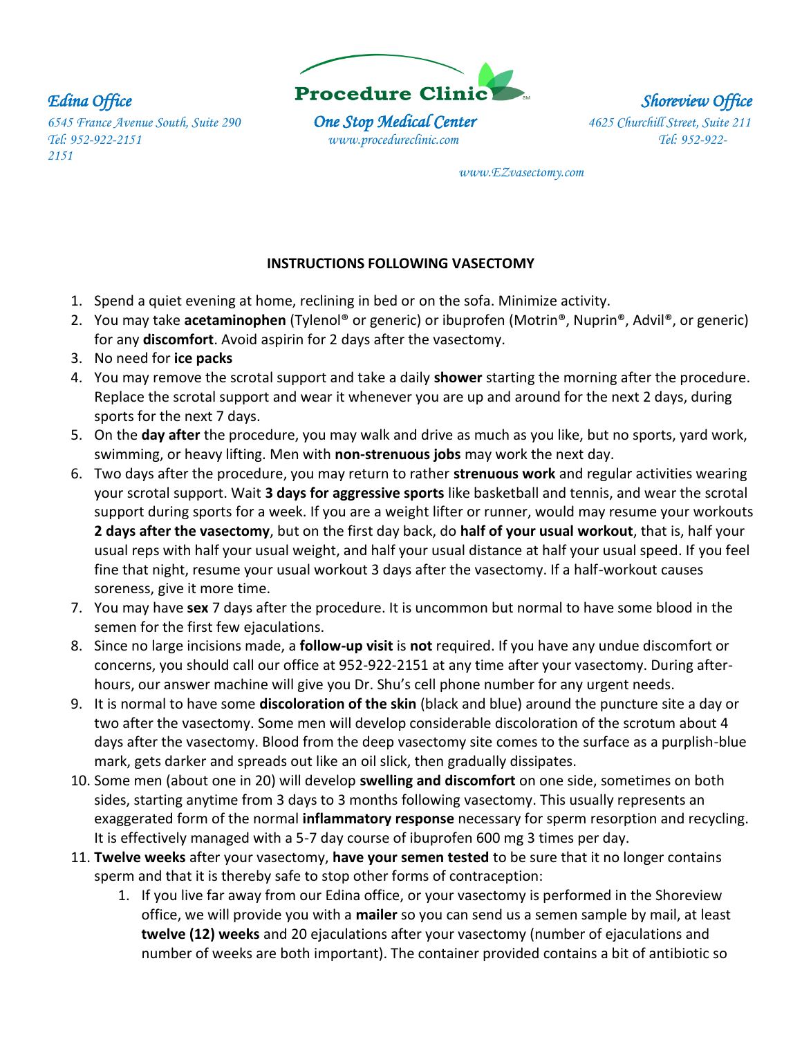*Edina Office*
*6545 France Avenue South, Suite 290*
*Tel: 952-922-2151*

**Procedure Clinic**
*One Stop Medical Center*
*www.procedureclinic.com*

*Shoreview Office*
*4625 Churchill Street, Suite 211*
*Tel: 952-922-2151*

*www.EZvasectomy.com*

**INSTRUCTIONS FOLLOWING VASECTOMY**

1. Spend a quiet evening at home, reclining in bed or on the sofa. Minimize activity.
2. You may take **acetaminophen** (Tylenol® or generic) or ibuprofen (Motrin®, Nuprin®, Advil®, or generic) for any **discomfort**. Avoid aspirin for 2 days after the vasectomy.
3. No need for **ice packs**
4. You may remove the scrotal support and take a daily **shower** starting the morning after the procedure. Replace the scrotal support and wear it whenever you are up and around for the next 2 days, during sports for the next 7 days.
5. On the **day after** the procedure, you may walk and drive as much as you like, but no sports, yard work, swimming, or heavy lifting. Men with **non-strenuous jobs** may work the next day.
6. Two days after the procedure, you may return to rather **strenuous work** and regular activities wearing your scrotal support. Wait **3 days for aggressive sports** like basketball and tennis, and wear the scrotal support during sports for a week. If you are a weight lifter or runner, would may resume your workouts **2 days after the vasectomy**, but on the first day back, do **half of your usual workout**, that is, half your usual reps with half your usual weight, and half your usual distance at half your usual speed. If you feel fine that night, resume your usual workout 3 days after the vasectomy. If a half-workout causes soreness, give it more time.
7. You may have **sex** 7 days after the procedure. It is uncommon but normal to have some blood in the semen for the first few ejaculations.
8. Since no large incisions made, a **follow-up visit** is **not** required. If you have any undue discomfort or concerns, you should call our office at 952-922-2151 at any time after your vasectomy. During after-hours, our answer machine will give you Dr. Shu's cell phone number for any urgent needs.
9. It is normal to have some **discoloration of the skin** (black and blue) around the puncture site a day or two after the vasectomy. Some men will develop considerable discoloration of the scrotum about 4 days after the vasectomy. Blood from the deep vasectomy site comes to the surface as a purplish-blue mark, gets darker and spreads out like an oil slick, then gradually dissipates.
10. Some men (about one in 20) will develop **swelling and discomfort** on one side, sometimes on both sides, starting anytime from 3 days to 3 months following vasectomy. This usually represents an exaggerated form of the normal **inflammatory response** necessary for sperm resorption and recycling. It is effectively managed with a 5-7 day course of ibuprofen 600 mg 3 times per day.
11. **Twelve weeks** after your vasectomy, **have your semen tested** to be sure that it no longer contains sperm and that it is thereby safe to stop other forms of contraception:
    1. If you live far away from our Edina office, or your vasectomy is performed in the Shoreview office, we will provide you with a **mailer** so you can send us a semen sample by mail, at least **twelve (12) weeks** and 20 ejaculations after your vasectomy (number of ejaculations and number of weeks are both important). The container provided contains a bit of antibiotic so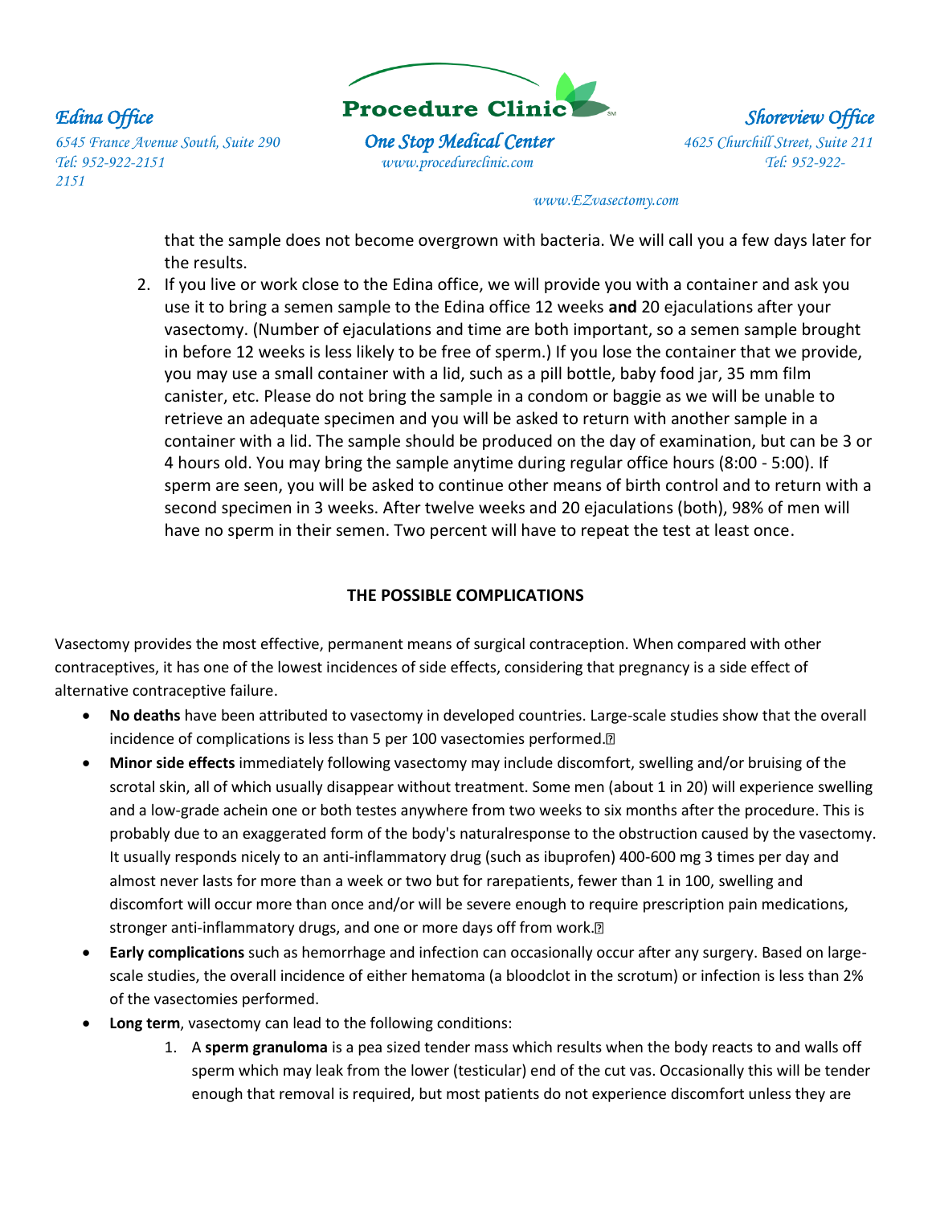that the sample does not become overgrown with bacteria. We will call you a few days later for the results.

2. If you live or work close to the Edina office, we will provide you with a container and ask you use it to bring a semen sample to the Edina office 12 weeks **and** 20 ejaculations after your vasectomy. (Number of ejaculations and time are both important, so a semen sample brought in before 12 weeks is less likely to be free of sperm.) If you lose the container that we provide, you may use a small container with a lid, such as a pill bottle, baby food jar, 35 mm film canister, etc. Please do not bring the sample in a condom or baggie as we will be unable to retrieve an adequate specimen and you will be asked to return with another sample in a container with a lid. The sample should be produced on the day of examination, but can be 3 or 4 hours old. You may bring the sample anytime during regular office hours (8:00 - 5:00). If sperm are seen, you will be asked to continue other means of birth control and to return with a second specimen in 3 weeks. After twelve weeks and 20 ejaculations (both), 98% of men will have no sperm in their semen. Two percent will have to repeat the test at least once.

## THE POSSIBLE COMPLICATIONS

Vasectomy provides the most effective, permanent means of surgical contraception. When compared with other contraceptives, it has one of the lowest incidences of side effects, considering that pregnancy is a side effect of alternative contraceptive failure.

- **No deaths** have been attributed to vasectomy in developed countries. Large-scale studies show that the overall incidence of complications is less than 5 per 100 vasectomies performed.
- **Minor side effects** immediately following vasectomy may include discomfort, swelling and/or bruising of the scrotal skin, all of which usually disappear without treatment. Some men (about 1 in 20) will experience swelling and a low-grade achein one or both testes anywhere from two weeks to six months after the procedure. This is probably due to an exaggerated form of the body's naturalresponse to the obstruction caused by the vasectomy. It usually responds nicely to an anti-inflammatory drug (such as ibuprofen) 400-600 mg 3 times per day and almost never lasts for more than a week or two but for rarepatients, fewer than 1 in 100, swelling and discomfort will occur more than once and/or will be severe enough to require prescription pain medications, stronger anti-inflammatory drugs, and one or more days off from work.
- **Early complications** such as hemorrhage and infection can occasionally occur after any surgery. Based on large-scale studies, the overall incidence of either hematoma (a bloodclot in the scrotum) or infection is less than 2% of the vasectomies performed.
- **Long term**, vasectomy can lead to the following conditions:
    1. A **sperm granuloma** is a pea sized tender mass which results when the body reacts to and walls off sperm which may leak from the lower (testicular) end of the cut vas. Occasionally this will be tender enough that removal is required, but most patients do not experience discomfort unless they are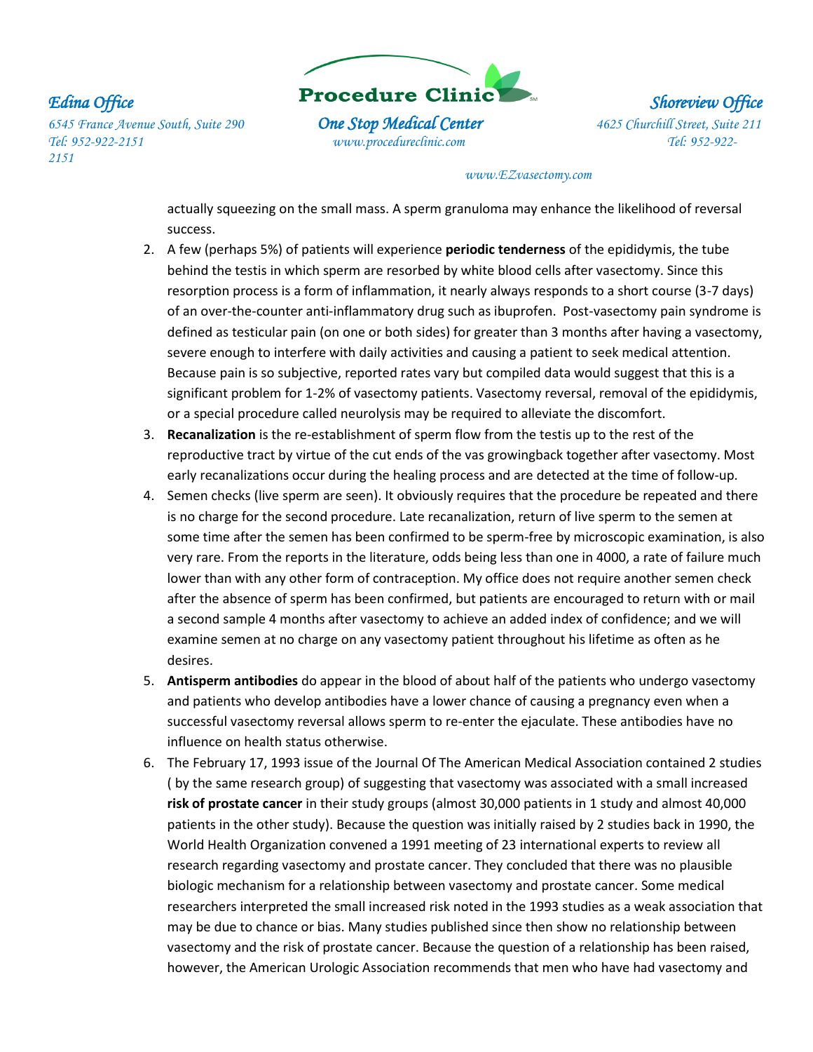actually squeezing on the small mass. A sperm granuloma may enhance the likelihood of reversal success.

2. A few (perhaps 5%) of patients will experience **periodic tenderness** of the epididymis, the tube behind the testis in which sperm are resorbed by white blood cells after vasectomy. Since this resorption process is a form of inflammation, it nearly always responds to a short course (3-7 days) of an over-the-counter anti-inflammatory drug such as ibuprofen. Post-vasectomy pain syndrome is defined as testicular pain (on one or both sides) for greater than 3 months after having a vasectomy, severe enough to interfere with daily activities and causing a patient to seek medical attention. Because pain is so subjective, reported rates vary but compiled data would suggest that this is a significant problem for 1-2% of vasectomy patients. Vasectomy reversal, removal of the epididymis, or a special procedure called neurolysis may be required to alleviate the discomfort.
3. **Recanalization** is the re-establishment of sperm flow from the testis up to the rest of the reproductive tract by virtue of the cut ends of the vas growingback together after vasectomy. Most early recanalizations occur during the healing process and are detected at the time of follow-up.
4. Semen checks (live sperm are seen). It obviously requires that the procedure be repeated and there is no charge for the second procedure. Late recanalization, return of live sperm to the semen at some time after the semen has been confirmed to be sperm-free by microscopic examination, is also very rare. From the reports in the literature, odds being less than one in 4000, a rate of failure much lower than with any other form of contraception. My office does not require another semen check after the absence of sperm has been confirmed, but patients are encouraged to return with or mail a second sample 4 months after vasectomy to achieve an added index of confidence; and we will examine semen at no charge on any vasectomy patient throughout his lifetime as often as he desires.
5. **Antisperm antibodies** do appear in the blood of about half of the patients who undergo vasectomy and patients who develop antibodies have a lower chance of causing a pregnancy even when a successful vasectomy reversal allows sperm to re-enter the ejaculate. These antibodies have no influence on health status otherwise.
6. The February 17, 1993 issue of the Journal Of The American Medical Association contained 2 studies ( by the same research group) of suggesting that vasectomy was associated with a small increased **risk of prostate cancer** in their study groups (almost 30,000 patients in 1 study and almost 40,000 patients in the other study). Because the question was initially raised by 2 studies back in 1990, the World Health Organization convened a 1991 meeting of 23 international experts to review all research regarding vasectomy and prostate cancer. They concluded that there was no plausible biologic mechanism for a relationship between vasectomy and prostate cancer. Some medical researchers interpreted the small increased risk noted in the 1993 studies as a weak association that may be due to chance or bias. Many studies published since then show no relationship between vasectomy and the risk of prostate cancer. Because the question of a relationship has been raised, however, the American Urologic Association recommends that men who have had vasectomy and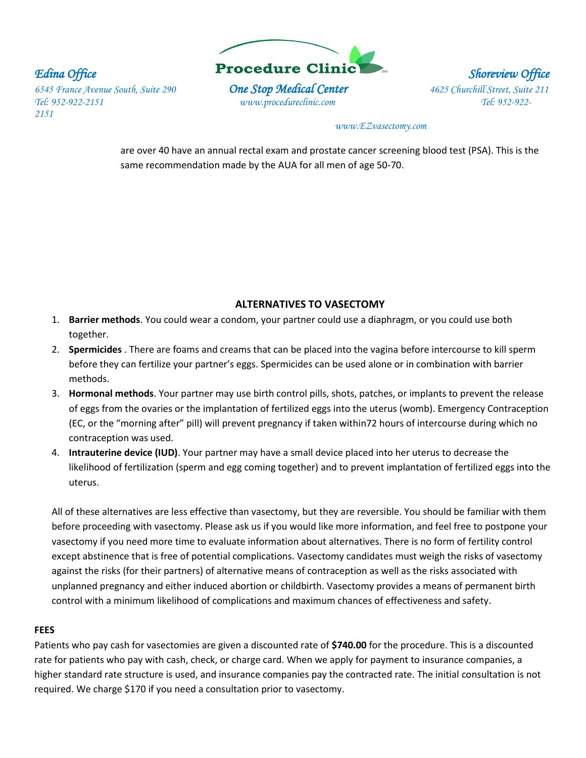are over 40 have an annual rectal exam and prostate cancer screening blood test (PSA). This is the same recommendation made by the AUA for all men of age 50-70.

## ALTERNATIVES TO VASECTOMY

1. **Barrier methods**. You could wear a condom, your partner could use a diaphragm, or you could use both together.
2. **Spermicides** . There are foams and creams that can be placed into the vagina before intercourse to kill sperm before they can fertilize your partner's eggs. Spermicides can be used alone or in combination with barrier methods.
3. **Hormonal methods**. Your partner may use birth control pills, shots, patches, or implants to prevent the release of eggs from the ovaries or the implantation of fertilized eggs into the uterus (womb). Emergency Contraception (EC, or the "morning after" pill) will prevent pregnancy if taken within72 hours of intercourse during which no contraception was used.
4. **Intrauterine device (IUD)**. Your partner may have a small device placed into her uterus to decrease the likelihood of fertilization (sperm and egg coming together) and to prevent implantation of fertilized eggs into the uterus.

All of these alternatives are less effective than vasectomy, but they are reversible. You should be familiar with them before proceeding with vasectomy. Please ask us if you would like more information, and feel free to postpone your vasectomy if you need more time to evaluate information about alternatives. There is no form of fertility control except abstinence that is free of potential complications. Vasectomy candidates must weigh the risks of vasectomy against the risks (for their partners) of alternative means of contraception as well as the risks associated with unplanned pregnancy and either induced abortion or childbirth. Vasectomy provides a means of permanent birth control with a minimum likelihood of complications and maximum chances of effectiveness and safety.

**FEES**

Patients who pay cash for vasectomies are given a discounted rate of **$740.00** for the procedure. This is a discounted rate for patients who pay with cash, check, or charge card. When we apply for payment to insurance companies, a higher standard rate structure is used, and insurance companies pay the contracted rate. The initial consultation is not required. We charge $170 if you need a consultation prior to vasectomy.